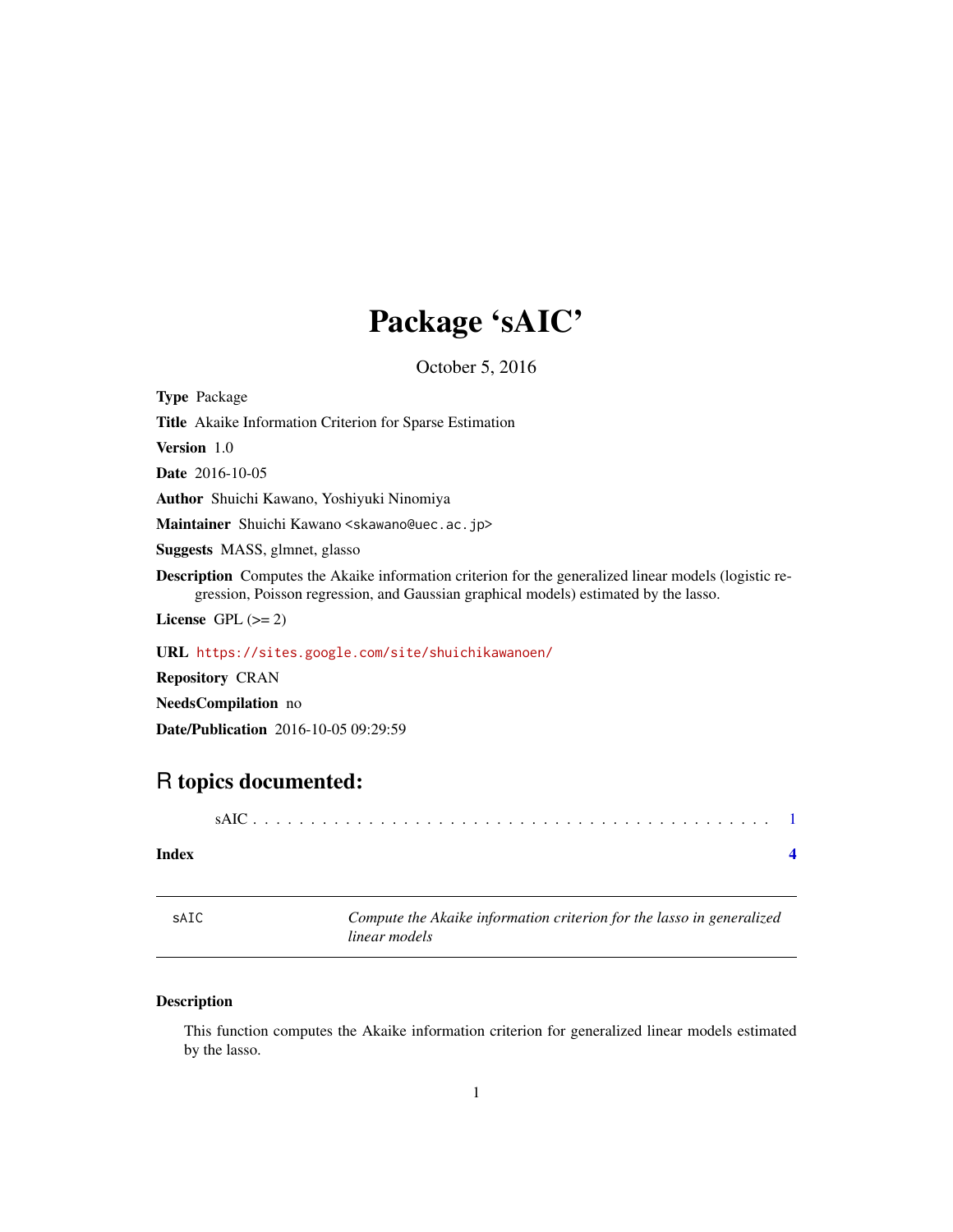# Package 'sAIC'

October 5, 2016

**Type** Package

**Title** Akaike Information Criterion for Sparse Estimation

**Version** 1.0

**Date** 2016-10-05

**Author** Shuichi Kawano, Yoshiyuki Ninomiya

**Maintainer** Shuichi Kawano <skawano@uec.ac.jp>

**Suggests** MASS, glmnet, glasso

**Description** Computes the Akaike information criterion for the generalized linear models (logistic regression, Poisson regression, and Gaussian graphical models) estimated by the lasso.

**License** GPL (>= 2)

**URL** https://sites.google.com/site/shuichikawanoen/

**Repository** CRAN

**NeedsCompilation** no

**Date/Publication** 2016-10-05 09:29:59

## R topics documented:

sAIC . . . . . . . . . . . . . . . . . . . . . . . . . . . . . . . . . . . . . . . . . . 1

**Index** **4**

---

sAIC &nbsp;&nbsp;&nbsp;&nbsp; *Compute the Akaike information criterion for the lasso in generalized linear models*

---

### Description

This function computes the Akaike information criterion for generalized linear models estimated by the lasso.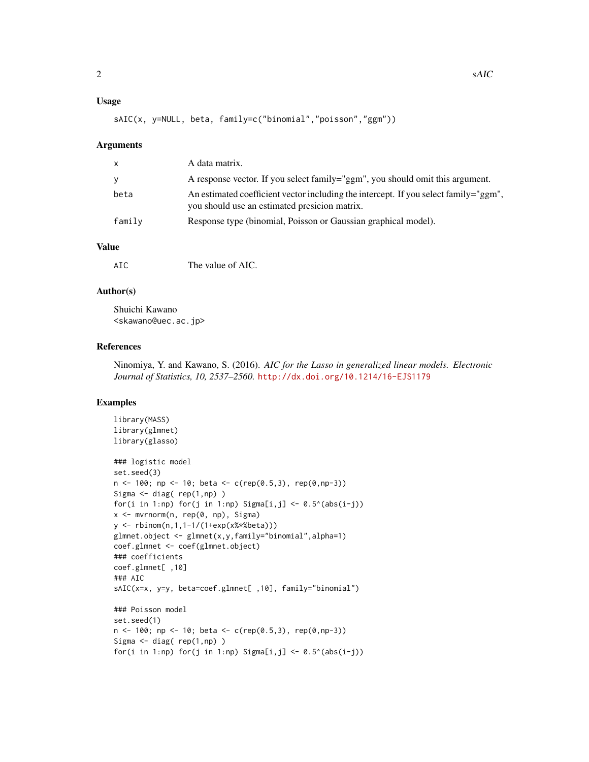## Usage

```
sAIC(x, y=NULL, beta, family=c("binomial","poisson","ggm"))
```

## Arguments

| | |
|---|---|
| x | A data matrix. |
| y | A response vector. If you select family="ggm", you should omit this argument. |
| beta | An estimated coefficient vector including the intercept. If you select family="ggm", you should use an estimated presicion matrix. |
| family | Response type (binomial, Poisson or Gaussian graphical model). |

## Value

| | |
|---|---|
| AIC | The value of AIC. |

## Author(s)

Shuichi Kawano
<skawano@uec.ac.jp>

## References

Ninomiya, Y. and Kawano, S. (2016). *AIC for the Lasso in generalized linear models. Electronic Journal of Statistics, 10, 2537–2560.* http://dx.doi.org/10.1214/16-EJS1179

## Examples

```
library(MASS)
library(glmnet)
library(glasso)

### logistic model
set.seed(3)
n <- 100; np <- 10; beta <- c(rep(0.5,3), rep(0,np-3))
Sigma <- diag( rep(1,np) )
for(i in 1:np) for(j in 1:np) Sigma[i,j] <- 0.5^(abs(i-j))
x <- mvrnorm(n, rep(0, np), Sigma)
y <- rbinom(n,1,1-1/(1+exp(x%*%beta)))
glmnet.object <- glmnet(x,y,family="binomial",alpha=1)
coef.glmnet <- coef(glmnet.object)
### coefficients
coef.glmnet[ ,10]
### AIC
sAIC(x=x, y=y, beta=coef.glmnet[ ,10], family="binomial")

### Poisson model
set.seed(1)
n <- 100; np <- 10; beta <- c(rep(0.5,3), rep(0,np-3))
Sigma <- diag( rep(1,np) )
for(i in 1:np) for(j in 1:np) Sigma[i,j] <- 0.5^(abs(i-j))
```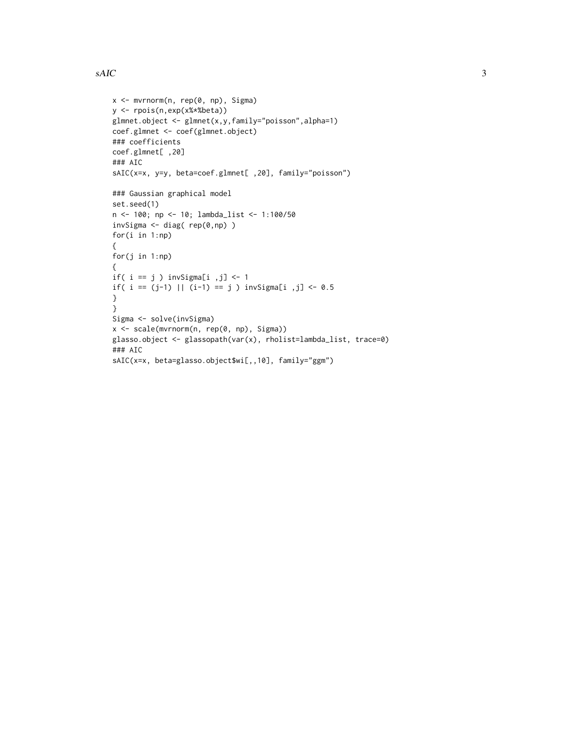```
x <- mvrnorm(n, rep(0, np), Sigma)
y <- rpois(n,exp(x%*%beta))
glmnet.object <- glmnet(x,y,family="poisson",alpha=1)
coef.glmnet <- coef(glmnet.object)
### coefficients
coef.glmnet[ ,20]
### AIC
sAIC(x=x, y=y, beta=coef.glmnet[ ,20], family="poisson")

### Gaussian graphical model
set.seed(1)
n <- 100; np <- 10; lambda_list <- 1:100/50
invSigma <- diag( rep(0,np) )
for(i in 1:np)
{
for(j in 1:np)
{
if( i == j ) invSigma[i ,j] <- 1
if( i == (j-1) || (i-1) == j ) invSigma[i ,j] <- 0.5
}
}
Sigma <- solve(invSigma)
x <- scale(mvrnorm(n, rep(0, np), Sigma))
glasso.object <- glassopath(var(x), rholist=lambda_list, trace=0)
### AIC
sAIC(x=x, beta=glasso.object$wi[,,10], family="ggm")
```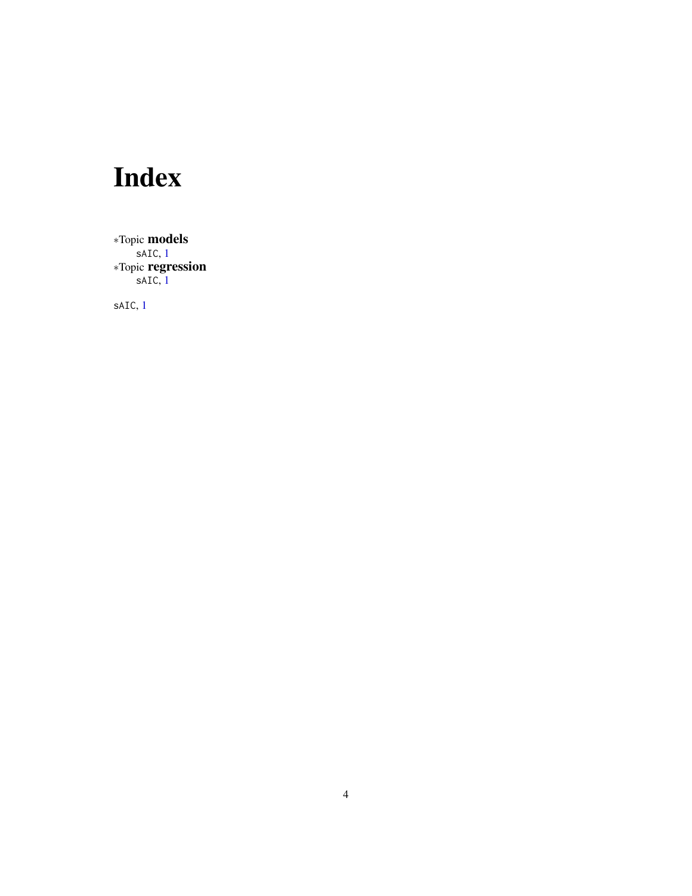# Index

∗Topic **models**

    sAIC, 1

∗Topic **regression**

    sAIC, 1

sAIC, 1